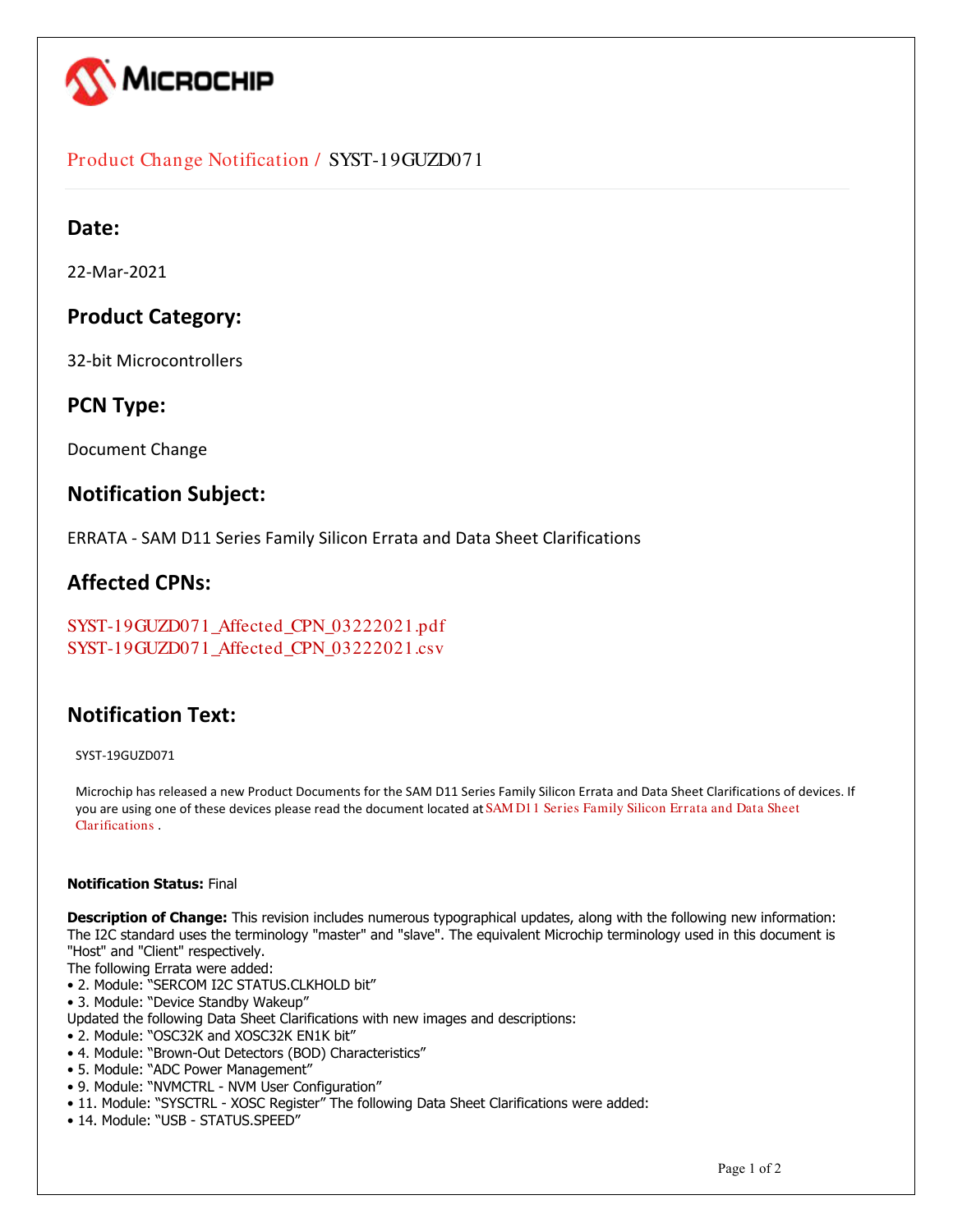## Product Change Notification / SYST-19GUZD071

## Date:

22-Mar-2021

## Product Category:

32-bit Microcontrollers

## PCN Type:

Document Change

## Notification Subject:

ERRATA - SAM D11 Series Family Silicon Errata and Data Sheet Clarifications

## Affected CPNs:

SYST-19GUZD071_Affected_CPN_03222021.pdf
SYST-19GUZD071_Affected_CPN_03222021.csv

## Notification Text:

SYST-19GUZD071

Microchip has released a new Product Documents for the SAM D11 Series Family Silicon Errata and Data Sheet Clarifications of devices. If you are using one of these devices please read the document located at SAM D11 Series Family Silicon Errata and Data Sheet Clarifications .

**Notification Status:** Final

**Description of Change:** This revision includes numerous typographical updates, along with the following new information: The I2C standard uses the terminology "master" and "slave". The equivalent Microchip terminology used in this document is "Host" and "Client" respectively.
The following Errata were added:

- 2. Module: "SERCOM I2C STATUS.CLKHOLD bit"
- 3. Module: "Device Standby Wakeup"

Updated the following Data Sheet Clarifications with new images and descriptions:

- 2. Module: "OSC32K and XOSC32K EN1K bit"
- 4. Module: "Brown-Out Detectors (BOD) Characteristics"
- 5. Module: "ADC Power Management"
- 9. Module: "NVMCTRL - NVM User Configuration"
- 11. Module: "SYSCTRL - XOSC Register" The following Data Sheet Clarifications were added:
- 14. Module: "USB - STATUS.SPEED"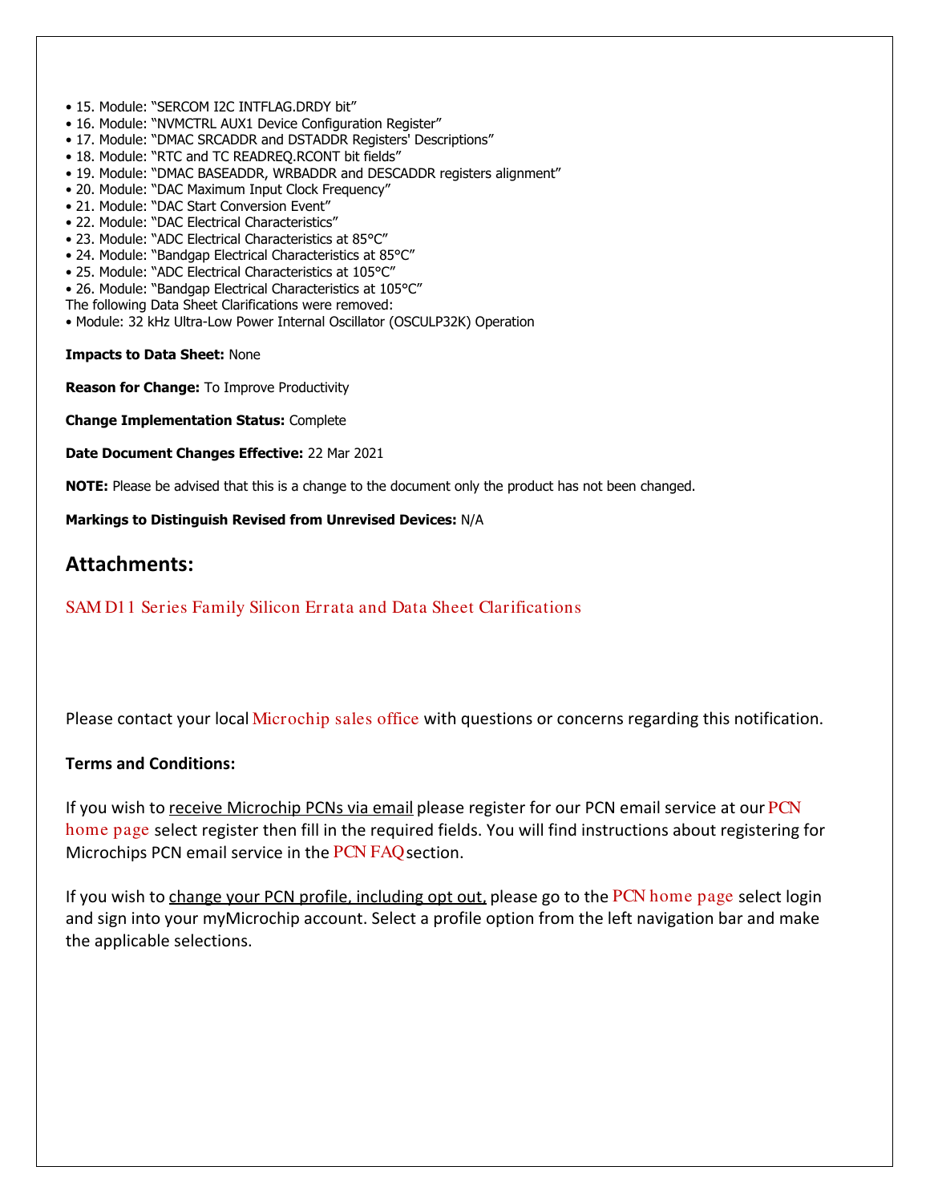- 15. Module: "SERCOM I2C INTFLAG.DRDY bit"
- 16. Module: "NVMCTRL AUX1 Device Configuration Register"
- 17. Module: "DMAC SRCADDR and DSTADDR Registers' Descriptions"
- 18. Module: "RTC and TC READREQ.RCONT bit fields"
- 19. Module: "DMAC BASEADDR, WRBADDR and DESCADDR registers alignment"
- 20. Module: "DAC Maximum Input Clock Frequency"
- 21. Module: "DAC Start Conversion Event"
- 22. Module: "DAC Electrical Characteristics"
- 23. Module: "ADC Electrical Characteristics at 85°C"
- 24. Module: "Bandgap Electrical Characteristics at 85°C"
- 25. Module: "ADC Electrical Characteristics at 105°C"
- 26. Module: "Bandgap Electrical Characteristics at 105°C"

The following Data Sheet Clarifications were removed:

- Module: 32 kHz Ultra-Low Power Internal Oscillator (OSCULP32K) Operation

**Impacts to Data Sheet:** None

**Reason for Change:** To Improve Productivity

**Change Implementation Status:** Complete

**Date Document Changes Effective:** 22 Mar 2021

**NOTE:** Please be advised that this is a change to the document only the product has not been changed.

**Markings to Distinguish Revised from Unrevised Devices:** N/A

## Attachments:

SAM D11 Series Family Silicon Errata and Data Sheet Clarifications

Please contact your local Microchip sales office with questions or concerns regarding this notification.

**Terms and Conditions:**

If you wish to receive Microchip PCNs via email please register for our PCN email service at our PCN home page select register then fill in the required fields. You will find instructions about registering for Microchips PCN email service in the PCN FAQ section.

If you wish to change your PCN profile, including opt out, please go to the PCN home page select login and sign into your myMicrochip account. Select a profile option from the left navigation bar and make the applicable selections.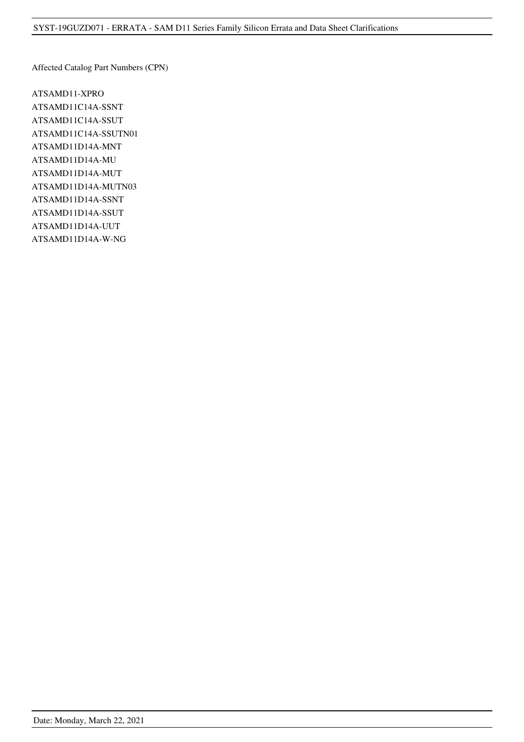Affected Catalog Part Numbers (CPN)

ATSAMD11-XPRO
ATSAMD11C14A-SSNT
ATSAMD11C14A-SSUT
ATSAMD11C14A-SSUTN01
ATSAMD11D14A-MNT
ATSAMD11D14A-MU
ATSAMD11D14A-MUT
ATSAMD11D14A-MUTN03
ATSAMD11D14A-SSNT
ATSAMD11D14A-SSUT
ATSAMD11D14A-UUT
ATSAMD11D14A-W-NG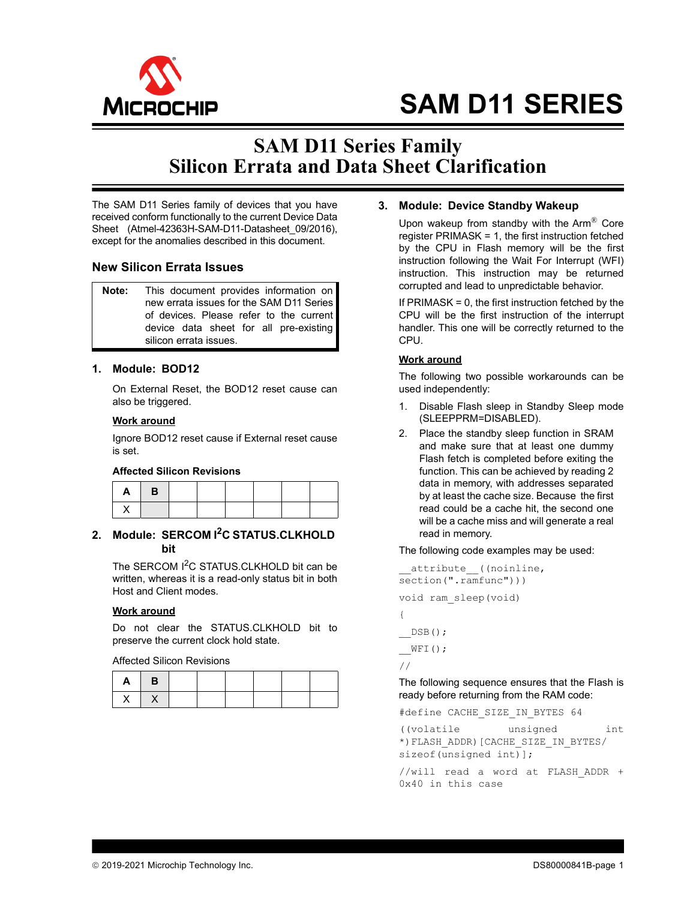# SAM D11 SERIES

# SAM D11 Series Family Silicon Errata and Data Sheet Clarification

The SAM D11 Series family of devices that you have received conform functionally to the current Device Data Sheet (Atmel-42363H-SAM-D11-Datasheet_09/2016), except for the anomalies described in this document.

## New Silicon Errata Issues

> **Note:** This document provides information on new errata issues for the SAM D11 Series of devices. Please refer to the current device data sheet for all pre-existing silicon errata issues.

### 1. Module: BOD12

On External Reset, the BOD12 reset cause can also be triggered.

**Work around**

Ignore BOD12 reset cause if External reset cause is set.

**Affected Silicon Revisions**

| A | B | | | | | | |
|---|---|---|---|---|---|---|---|
| X | | | | | | | |

### 2. Module: SERCOM I²C STATUS.CLKHOLD bit

The SERCOM I²C STATUS.CLKHOLD bit can be written, whereas it is a read-only status bit in both Host and Client modes.

**Work around**

Do not clear the STATUS.CLKHOLD bit to preserve the current clock hold state.

Affected Silicon Revisions

| A | B | | | | | | |
|---|---|---|---|---|---|---|---|
| X | X | | | | | | |

### 3. Module: Device Standby Wakeup

Upon wakeup from standby with the Arm® Core register PRIMASK = 1, the first instruction fetched by the CPU in Flash memory will be the first instruction following the Wait For Interrupt (WFI) instruction. This instruction may be returned corrupted and lead to unpredictable behavior.

If PRIMASK = 0, the first instruction fetched by the CPU will be the first instruction of the interrupt handler. This one will be correctly returned to the CPU.

**Work around**

The following two possible workarounds can be used independently:

1. Disable Flash sleep in Standby Sleep mode (SLEEPPRM=DISABLED).
2. Place the standby sleep function in SRAM and make sure that at least one dummy Flash fetch is completed before exiting the function. This can be achieved by reading 2 data in memory, with addresses separated by at least the cache size. Because the first read could be a cache hit, the second one will be a cache miss and will generate a real read in memory.

The following code examples may be used:

```
__attribute__((noinline, section(".ramfunc")))

void ram_sleep(void)

{

__DSB();

__WFI();

//
```

The following sequence ensures that the Flash is ready before returning from the RAM code:

```
#define CACHE_SIZE_IN_BYTES 64

((volatile unsigned int *)FLASH_ADDR)[CACHE_SIZE_IN_BYTES/sizeof(unsigned int)];

//will read a word at FLASH_ADDR + 0x40 in this case
```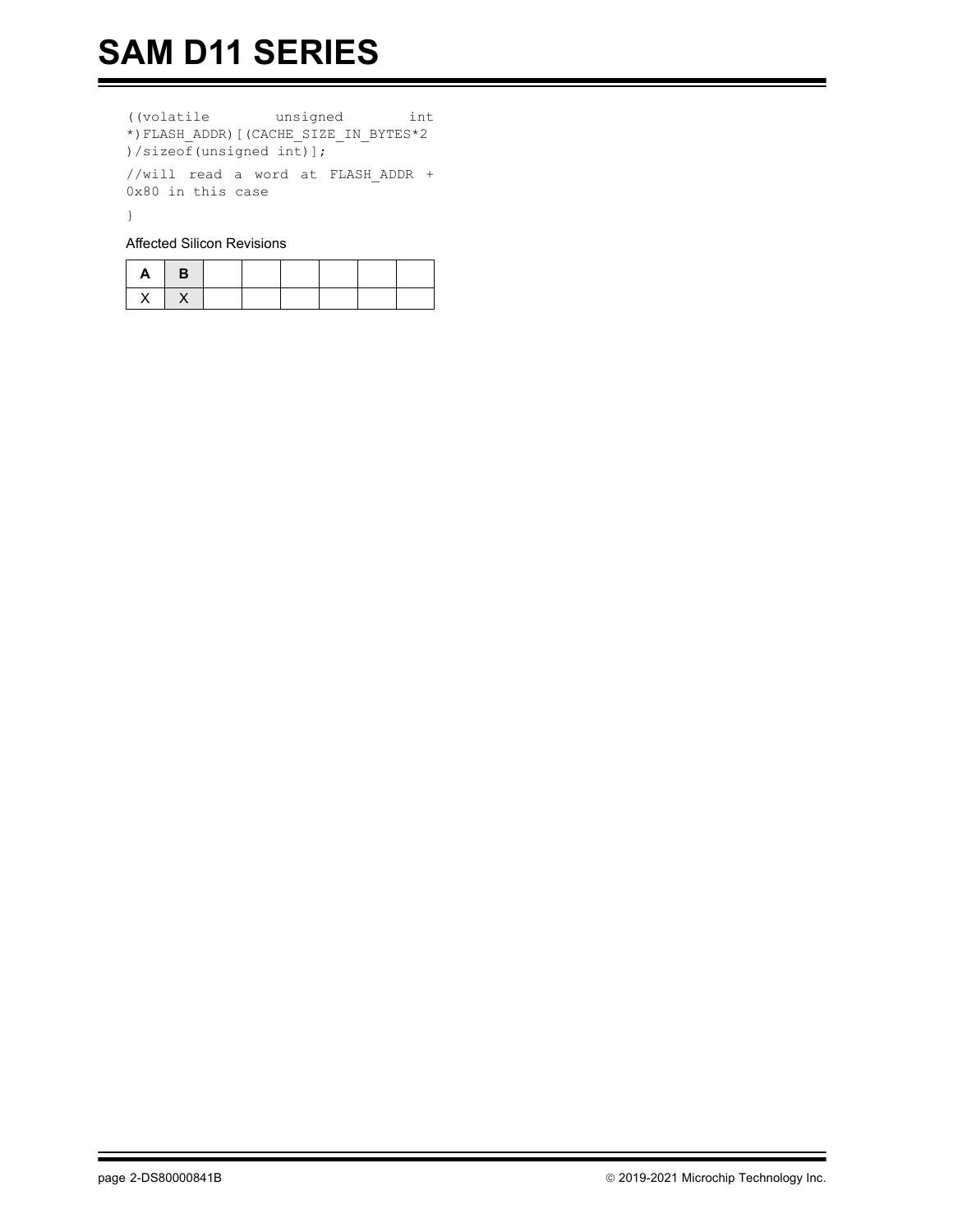```
((volatile unsigned int
*)FLASH_ADDR)[(CACHE_SIZE_IN_BYTES*2
)/sizeof(unsigned int)];

//will read a word at FLASH_ADDR +
0x80 in this case

}
```

Affected Silicon Revisions

| A | B | | | | | | |
|---|---|---|---|---|---|---|---|
| X | X | | | | | | |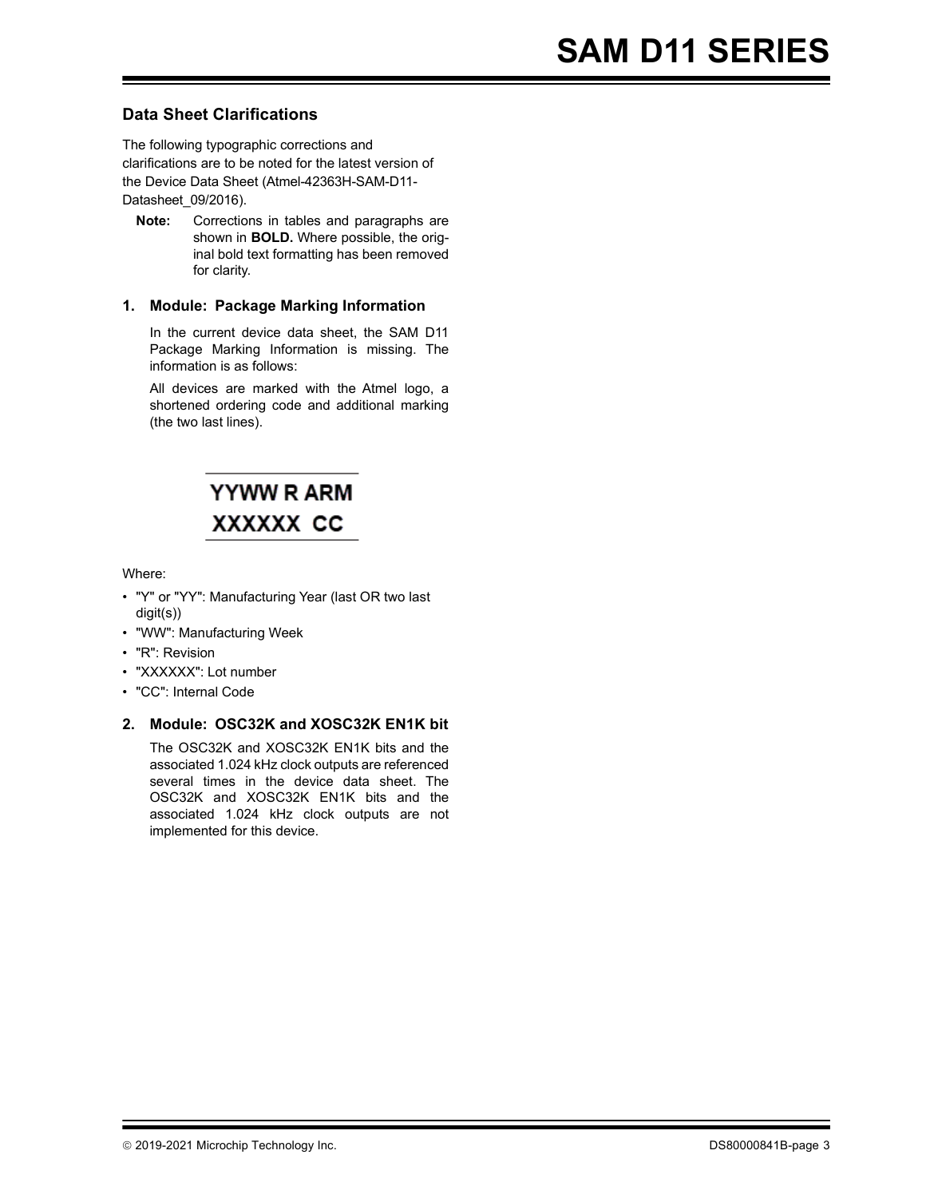## Data Sheet Clarifications

The following typographic corrections and clarifications are to be noted for the latest version of the Device Data Sheet (Atmel-42363H-SAM-D11-Datasheet_09/2016).

> **Note:** Corrections in tables and paragraphs are shown in **BOLD.** Where possible, the original bold text formatting has been removed for clarity.

### 1. Module: Package Marking Information

In the current device data sheet, the SAM D11 Package Marking Information is missing. The information is as follows:

All devices are marked with the Atmel logo, a shortened ordering code and additional marking (the two last lines).

```
YYWW R ARM
XXXXXX  CC
```

Where:

- "Y" or "YY": Manufacturing Year (last OR two last digit(s))
- "WW": Manufacturing Week
- "R": Revision
- "XXXXXX": Lot number
- "CC": Internal Code

### 2. Module: OSC32K and XOSC32K EN1K bit

The OSC32K and XOSC32K EN1K bits and the associated 1.024 kHz clock outputs are referenced several times in the device data sheet. The OSC32K and XOSC32K EN1K bits and the associated 1.024 kHz clock outputs are not implemented for this device.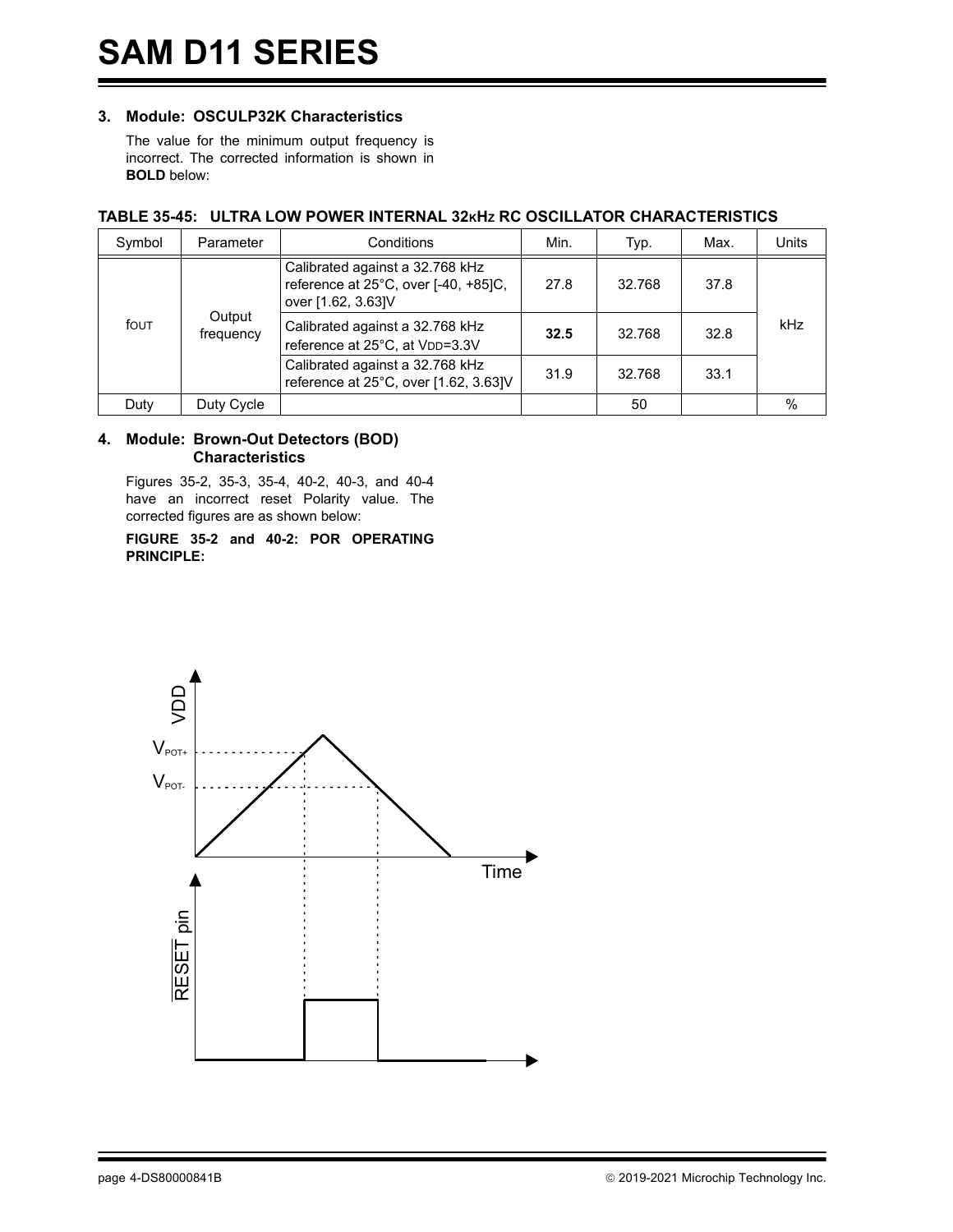### 3. Module: OSCULP32K Characteristics

The value for the minimum output frequency is incorrect. The corrected information is shown in **BOLD** below:

**TABLE 35-45: ULTRA LOW POWER INTERNAL 32kHz RC OSCILLATOR CHARACTERISTICS**

| Symbol | Parameter | Conditions | Min. | Typ. | Max. | Units |
|---|---|---|---|---|---|---|
| $f_{OUT}$ | Output frequency | Calibrated against a 32.768 kHz reference at 25°C, over [-40, +85]C, over [1.62, 3.63]V | 27.8 | 32.768 | 37.8 | kHz |
| | | Calibrated against a 32.768 kHz reference at 25°C, at $V_{DD}$=3.3V | **32.5** | 32.768 | 32.8 | |
| | | Calibrated against a 32.768 kHz reference at 25°C, over [1.62, 3.63]V | 31.9 | 32.768 | 33.1 | |
| Duty | Duty Cycle | | | 50 | | % |

### 4. Module: Brown-Out Detectors (BOD) Characteristics

Figures 35-2, 35-3, 35-4, 40-2, 40-3, and 40-4 have an incorrect reset Polarity value. The corrected figures are as shown below:

**FIGURE 35-2 and 40-2: POR OPERATING PRINCIPLE:**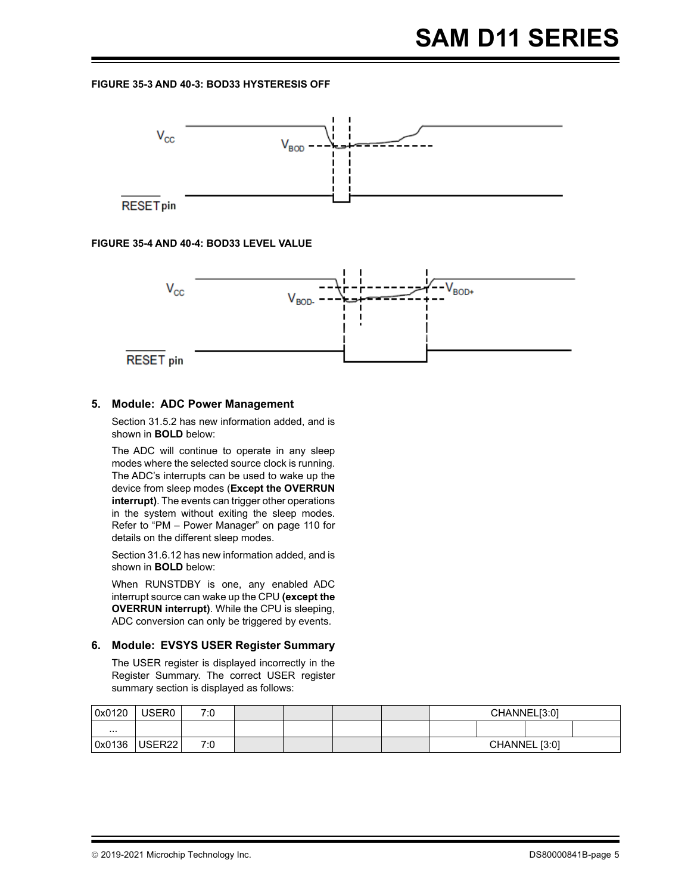**FIGURE 35-3 AND 40-3: BOD33 HYSTERESIS OFF**

**FIGURE 35-4 AND 40-4: BOD33 LEVEL VALUE**

## 5. Module: ADC Power Management

Section 31.5.2 has new information added, and is shown in **BOLD** below:

The ADC will continue to operate in any sleep modes where the selected source clock is running. The ADC's interrupts can be used to wake up the device from sleep modes (**Except the OVERRUN interrupt)**. The events can trigger other operations in the system without exiting the sleep modes. Refer to "PM – Power Manager" on page 110 for details on the different sleep modes.

Section 31.6.12 has new information added, and is shown in **BOLD** below:

When RUNSTDBY is one, any enabled ADC interrupt source can wake up the CPU **(except the OVERRUN interrupt)**. While the CPU is sleeping, ADC conversion can only be triggered by events.

## 6. Module: EVSYS USER Register Summary

The USER register is displayed incorrectly in the Register Summary. The correct USER register summary section is displayed as follows:

| | | | | | | | | | | |
|---|---|---|---|---|---|---|---|---|---|---|
| 0x0120 | USER0 | 7:0 | | | | | CHANNEL[3:0] | | | |
| ... | | | | | | | | | | |
| 0x0136 | USER22 | 7:0 | | | | | CHANNEL [3:0] | | | |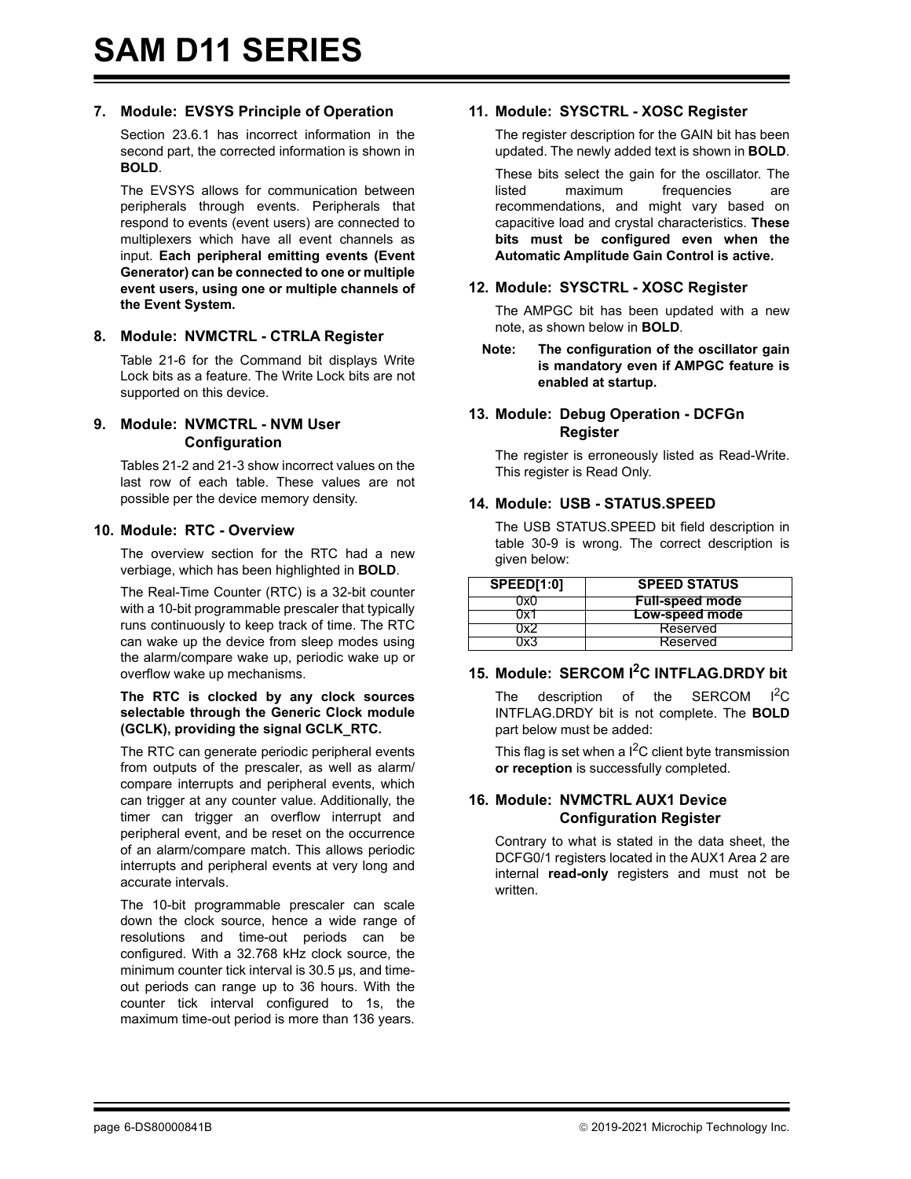### 7. Module: EVSYS Principle of Operation

Section 23.6.1 has incorrect information in the second part, the corrected information is shown in **BOLD**.

The EVSYS allows for communication between peripherals through events. Peripherals that respond to events (event users) are connected to multiplexers which have all event channels as input. **Each peripheral emitting events (Event Generator) can be connected to one or multiple event users, using one or multiple channels of the Event System.**

### 8. Module: NVMCTRL - CTRLA Register

Table 21-6 for the Command bit displays Write Lock bits as a feature. The Write Lock bits are not supported on this device.

### 9. Module: NVMCTRL - NVM User Configuration

Tables 21-2 and 21-3 show incorrect values on the last row of each table. These values are not possible per the device memory density.

### 10. Module: RTC - Overview

The overview section for the RTC had a new verbiage, which has been highlighted in **BOLD**.

The Real-Time Counter (RTC) is a 32-bit counter with a 10-bit programmable prescaler that typically runs continuously to keep track of time. The RTC can wake up the device from sleep modes using the alarm/compare wake up, periodic wake up or overflow wake up mechanisms.

**The RTC is clocked by any clock sources selectable through the Generic Clock module (GCLK), providing the signal GCLK_RTC.**

The RTC can generate periodic peripheral events from outputs of the prescaler, as well as alarm/compare interrupts and peripheral events, which can trigger at any counter value. Additionally, the timer can trigger an overflow interrupt and peripheral event, and be reset on the occurrence of an alarm/compare match. This allows periodic interrupts and peripheral events at very long and accurate intervals.

The 10-bit programmable prescaler can scale down the clock source, hence a wide range of resolutions and time-out periods can be configured. With a 32.768 kHz clock source, the minimum counter tick interval is 30.5 µs, and time-out periods can range up to 36 hours. With the counter tick interval configured to 1s, the maximum time-out period is more than 136 years.

### 11. Module: SYSCTRL - XOSC Register

The register description for the GAIN bit has been updated. The newly added text is shown in **BOLD**.

These bits select the gain for the oscillator. The listed maximum frequencies are recommendations, and might vary based on capacitive load and crystal characteristics. **These bits must be configured even when the Automatic Amplitude Gain Control is active.**

### 12. Module: SYSCTRL - XOSC Register

The AMPGC bit has been updated with a new note, as shown below in **BOLD**.

**Note:** **The configuration of the oscillator gain is mandatory even if AMPGC feature is enabled at startup.**

### 13. Module: Debug Operation - DCFGn Register

The register is erroneously listed as Read-Write. This register is Read Only.

### 14. Module: USB - STATUS.SPEED

The USB STATUS.SPEED bit field description in table 30-9 is wrong. The correct description is given below:

| SPEED[1:0] | SPEED STATUS |
|---|---|
| 0x0 | **Full-speed mode** |
| 0x1 | **Low-speed mode** |
| 0x2 | Reserved |
| 0x3 | Reserved |

### 15. Module: SERCOM I²C INTFLAG.DRDY bit

The description of the SERCOM I²C INTFLAG.DRDY bit is not complete. The **BOLD** part below must be added:

This flag is set when a I²C client byte transmission **or reception** is successfully completed.

### 16. Module: NVMCTRL AUX1 Device Configuration Register

Contrary to what is stated in the data sheet, the DCFG0/1 registers located in the AUX1 Area 2 are internal **read-only** registers and must not be written.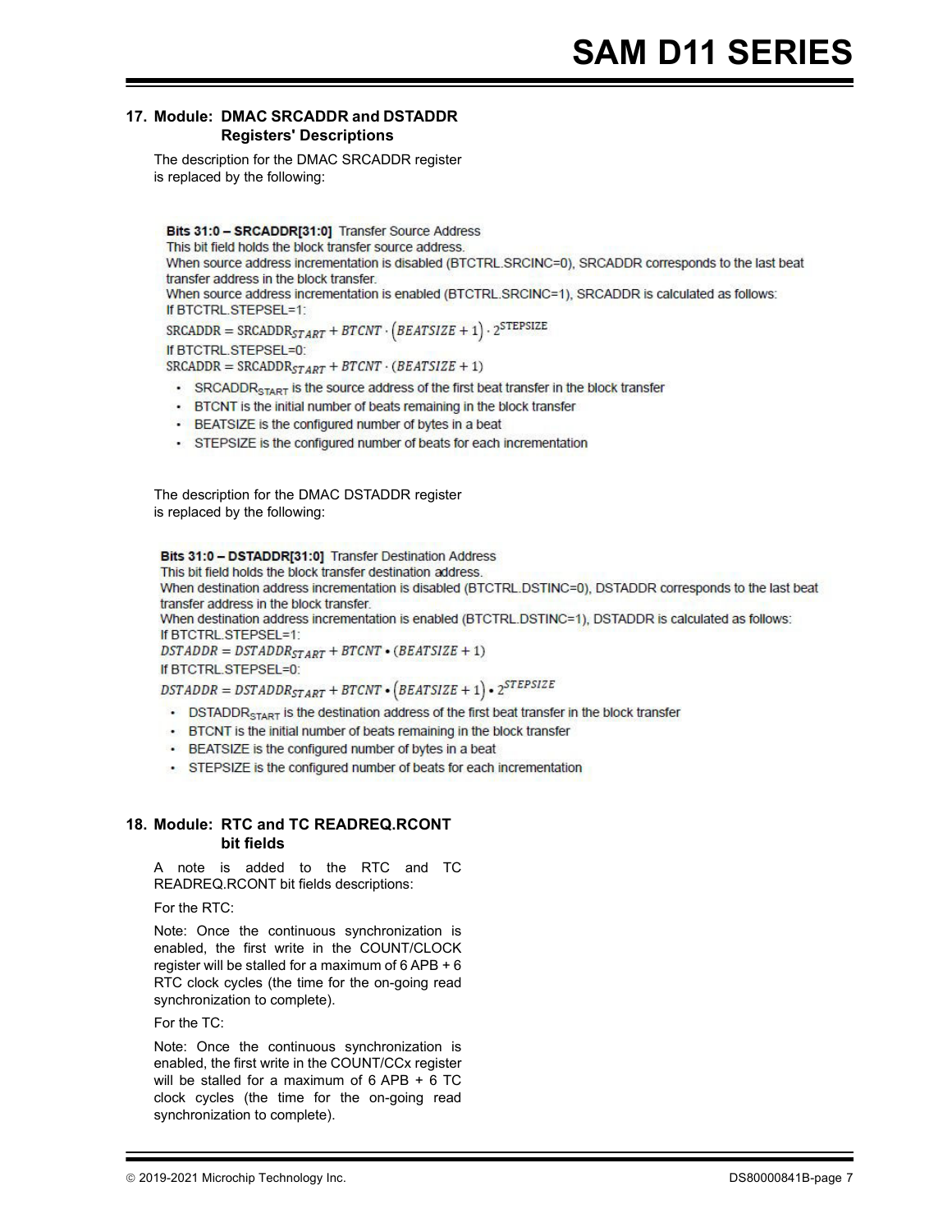## 17. Module: DMAC SRCADDR and DSTADDR Registers' Descriptions

The description for the DMAC SRCADDR register is replaced by the following:

**Bits 31:0 – SRCADDR[31:0]** Transfer Source Address

This bit field holds the block transfer source address.

When source address incrementation is disabled (BTCTRL.SRCINC=0), SRCADDR corresponds to the last beat transfer address in the block transfer.

When source address incrementation is enabled (BTCTRL.SRCINC=1), SRCADDR is calculated as follows:

If BTCTRL.STEPSEL=1:

$$\mathrm{SRCADDR} = \mathrm{SRCADDR}_{START} + BTCNT \cdot \left(BEATSIZE + 1\right) \cdot 2^{\mathrm{STEPSIZE}}$$

If BTCTRL.STEPSEL=0:

$$\mathrm{SRCADDR} = \mathrm{SRCADDR}_{START} + BTCNT \cdot \left(BEATSIZE + 1\right)$$

- $\mathrm{SRCADDR}_{START}$ is the source address of the first beat transfer in the block transfer
- BTCNT is the initial number of beats remaining in the block transfer
- BEATSIZE is the configured number of bytes in a beat
- STEPSIZE is the configured number of beats for each incrementation

The description for the DMAC DSTADDR register is replaced by the following:

**Bits 31:0 – DSTADDR[31:0]** Transfer Destination Address

This bit field holds the block transfer destination address.

When destination address incrementation is disabled (BTCTRL.DSTINC=0), DSTADDR corresponds to the last beat transfer address in the block transfer.

When destination address incrementation is enabled (BTCTRL.DSTINC=1), DSTADDR is calculated as follows:

If BTCTRL.STEPSEL=1:

$$DSTADDR = DSTADDR_{START} + BTCNT \bullet \left(BEATSIZE + 1\right)$$

If BTCTRL.STEPSEL=0:

$$DSTADDR = DSTADDR_{START} + BTCNT \bullet \left(BEATSIZE + 1\right) \bullet 2^{STEPSIZE}$$

- $\mathrm{DSTADDR}_{START}$ is the destination address of the first beat transfer in the block transfer
- BTCNT is the initial number of beats remaining in the block transfer
- BEATSIZE is the configured number of bytes in a beat
- STEPSIZE is the configured number of beats for each incrementation

## 18. Module: RTC and TC READREQ.RCONT bit fields

A note is added to the RTC and TC READREQ.RCONT bit fields descriptions:

For the RTC:

Note: Once the continuous synchronization is enabled, the first write in the COUNT/CLOCK register will be stalled for a maximum of 6 APB + 6 RTC clock cycles (the time for the on-going read synchronization to complete).

For the TC:

Note: Once the continuous synchronization is enabled, the first write in the COUNT/CCx register will be stalled for a maximum of 6 APB + 6 TC clock cycles (the time for the on-going read synchronization to complete).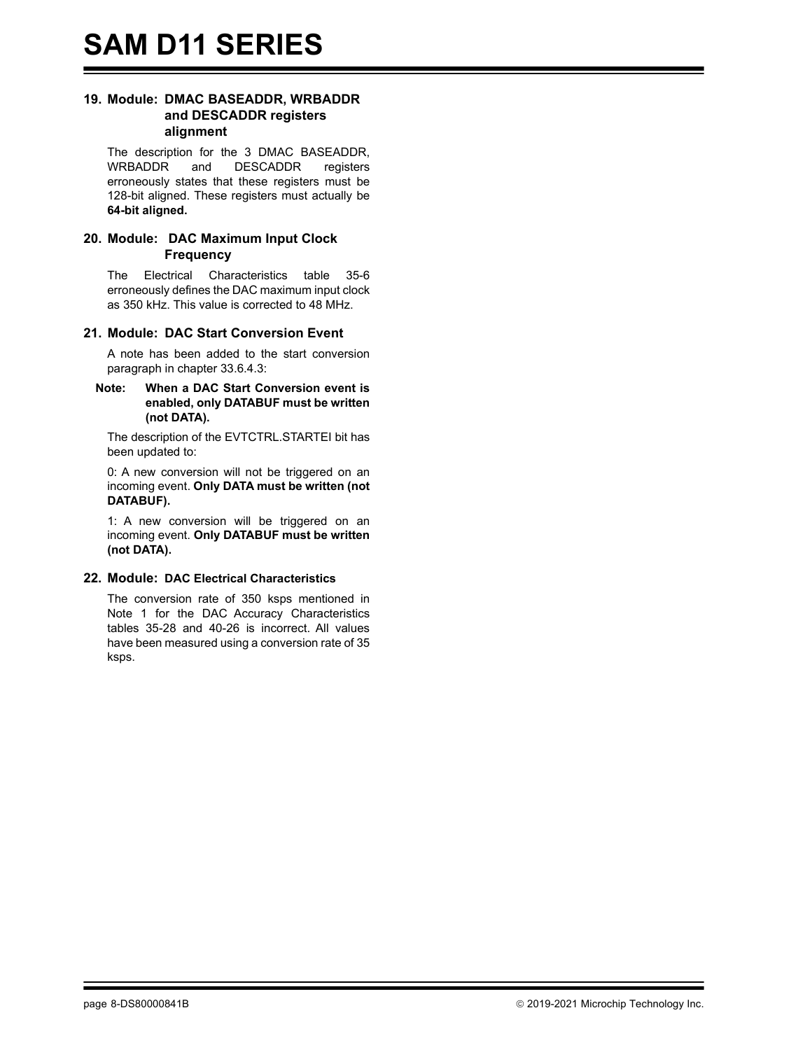### 19. Module: DMAC BASEADDR, WRBADDR and DESCADDR registers alignment

The description for the 3 DMAC BASEADDR, WRBADDR and DESCADDR registers erroneously states that these registers must be 128-bit aligned. These registers must actually be **64-bit aligned.**

### 20. Module: DAC Maximum Input Clock Frequency

The Electrical Characteristics table 35-6 erroneously defines the DAC maximum input clock as 350 kHz. This value is corrected to 48 MHz.

### 21. Module: DAC Start Conversion Event

A note has been added to the start conversion paragraph in chapter 33.6.4.3:

**Note: When a DAC Start Conversion event is enabled, only DATABUF must be written (not DATA).**

The description of the EVTCTRL.STARTEI bit has been updated to:

0: A new conversion will not be triggered on an incoming event. **Only DATA must be written (not DATABUF).**

1: A new conversion will be triggered on an incoming event. **Only DATABUF must be written (not DATA).**

### 22. Module: DAC Electrical Characteristics

The conversion rate of 350 ksps mentioned in Note 1 for the DAC Accuracy Characteristics tables 35-28 and 40-26 is incorrect. All values have been measured using a conversion rate of 35 ksps.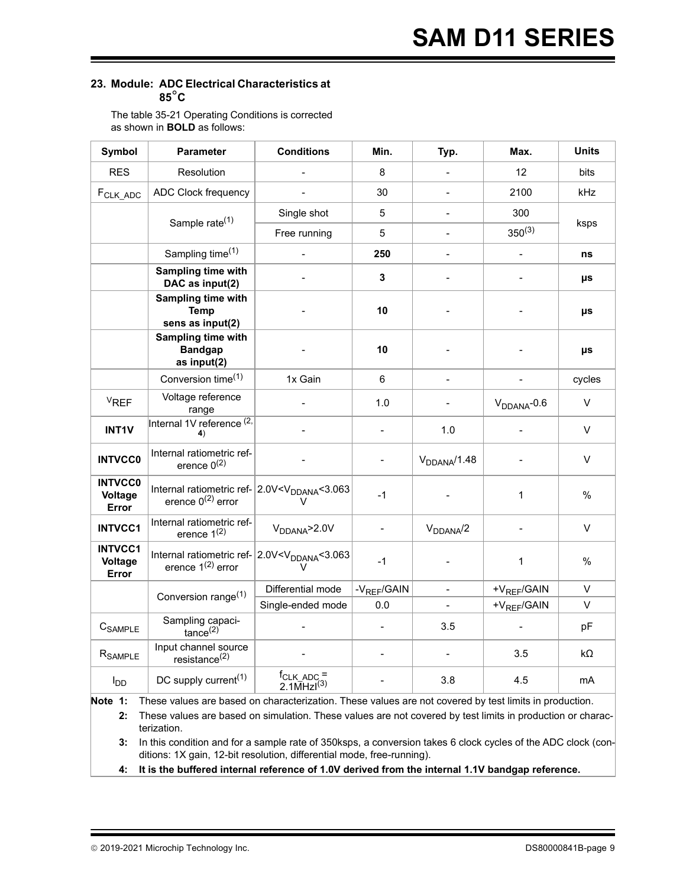## 23. Module: ADC Electrical Characteristics at 85°C

The table 35-21 Operating Conditions is corrected as shown in **BOLD** as follows:

| Symbol | Parameter | Conditions | Min. | Typ. | Max. | Units |
|---|---|---|---|---|---|---|
| RES | Resolution | - | 8 | - | 12 | bits |
| $F_{CLK\_ADC}$ | ADC Clock frequency | - | 30 | - | 2100 | kHz |
| | Sample rate(1) | Single shot | 5 | - | 300 | ksps |
| | | Free running | 5 | - | 350(3) | |
| | Sampling time(1) | - | **250** | - | - | **ns** |
| | **Sampling time with DAC as input(2)** | - | **3** | - | - | **µs** |
| | **Sampling time with Temp sens as input(2)** | - | **10** | - | - | **µs** |
| | **Sampling time with Bandgap as input(2)** | - | **10** | - | - | **µs** |
| | Conversion time(1) | 1x Gain | 6 | - | - | cycles |
| $V_{REF}$ | Voltage reference range | - | 1.0 | - | $V_{DDANA}$-0.6 | V |
| **INT1V** | Internal 1V reference (2, **4**) | - | - | 1.0 | - | V |
| **INTVCC0** | Internal ratiometric reference 0(2) | - | - | $V_{DDANA}$/1.48 | - | V |
| **INTVCC0 Voltage Error** | Internal ratiometric reference 0(2) error | 2.0V<$V_{DDANA}$<3.063 V | -1 | - | 1 | % |
| **INTVCC1** | Internal ratiometric reference 1(2) | $V_{DDANA}$>2.0V | - | $V_{DDANA}$/2 | - | V |
| **INTVCC1 Voltage Error** | Internal ratiometric reference 1(2) error | 2.0V<$V_{DDANA}$<3.063 V | -1 | - | 1 | % |
| | Conversion range(1) | Differential mode | -$V_{REF}$/GAIN | - | +$V_{REF}$/GAIN | V |
| | | Single-ended mode | 0.0 | - | +$V_{REF}$/GAIN | V |
| $C_{SAMPLE}$ | Sampling capacitance(2) | - | - | 3.5 | - | pF |
| $R_{SAMPLE}$ | Input channel source resistance(2) | - | - | - | 3.5 | kΩ |
| $I_{DD}$ | DC supply current(1) | $f_{CLK\_ADC}$ = 2.1MHz(3) | - | 3.8 | 4.5 | mA |

**Note 1:** These values are based on characterization. These values are not covered by test limits in production.

**2:** These values are based on simulation. These values are not covered by test limits in production or characterization.

**3:** In this condition and for a sample rate of 350ksps, a conversion takes 6 clock cycles of the ADC clock (conditions: 1X gain, 12-bit resolution, differential mode, free-running).

**4: It is the buffered internal reference of 1.0V derived from the internal 1.1V bandgap reference.**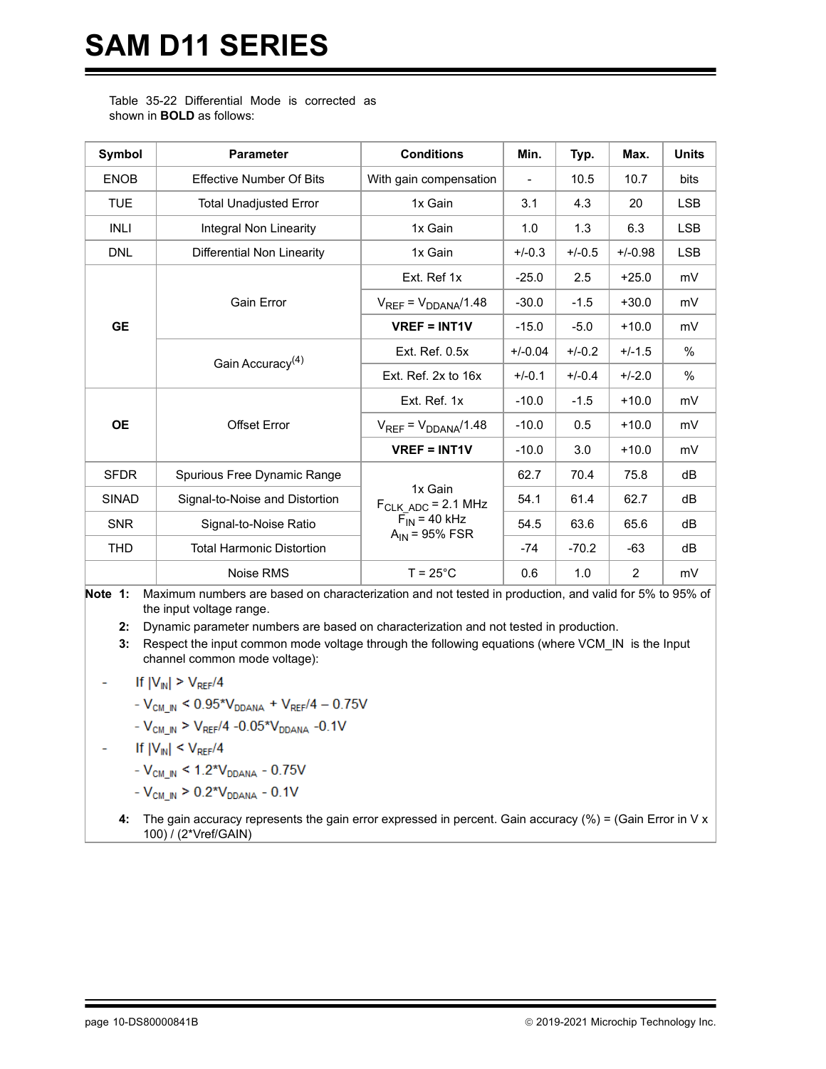Table 35-22 Differential Mode is corrected as shown in **BOLD** as follows:

| Symbol | Parameter | Conditions | Min. | Typ. | Max. | Units |
|---|---|---|---|---|---|---|
| ENOB | Effective Number Of Bits | With gain compensation | - | 10.5 | 10.7 | bits |
| TUE | Total Unadjusted Error | 1x Gain | 3.1 | 4.3 | 20 | LSB |
| INLI | Integral Non Linearity | 1x Gain | 1.0 | 1.3 | 6.3 | LSB |
| DNL | Differential Non Linearity | 1x Gain | +/-0.3 | +/-0.5 | +/-0.98 | LSB |
| **GE** | Gain Error | Ext. Ref 1x | -25.0 | 2.5 | +25.0 | mV |
| | | $V_{REF} = V_{DDANA}/1.48$ | -30.0 | -1.5 | +30.0 | mV |
| | | **VREF = INT1V** | -15.0 | -5.0 | +10.0 | mV |
| | Gain Accuracy[4] | Ext. Ref. 0.5x | +/-0.04 | +/-0.2 | +/-1.5 | % |
| | | Ext. Ref. 2x to 16x | +/-0.1 | +/-0.4 | +/-2.0 | % |
| **OE** | Offset Error | Ext. Ref. 1x | -10.0 | -1.5 | +10.0 | mV |
| | | $V_{REF} = V_{DDANA}/1.48$ | -10.0 | 0.5 | +10.0 | mV |
| | | **VREF = INT1V** | -10.0 | 3.0 | +10.0 | mV |
| SFDR | Spurious Free Dynamic Range | 1x Gain, $F_{CLK\_ADC}$ = 2.1 MHz, $F_{IN}$ = 40 kHz, $A_{IN}$ = 95% FSR | 62.7 | 70.4 | 75.8 | dB |
| SINAD | Signal-to-Noise and Distortion | | 54.1 | 61.4 | 62.7 | dB |
| SNR | Signal-to-Noise Ratio | | 54.5 | 63.6 | 65.6 | dB |
| THD | Total Harmonic Distortion | | -74 | -70.2 | -63 | dB |
| | Noise RMS | T = 25°C | 0.6 | 1.0 | 2 | mV |

**Note 1:** Maximum numbers are based on characterization and not tested in production, and valid for 5% to 95% of the input voltage range.

**2:** Dynamic parameter numbers are based on characterization and not tested in production.

**3:** Respect the input common mode voltage through the following equations (where VCM_IN is the Input channel common mode voltage):

- If $|V_{IN}| > V_{REF}/4$
  - $V_{CM\_IN} < 0.95*V_{DDANA} + V_{REF}/4 - 0.75V$
  - $V_{CM\_IN} > V_{REF}/4 - 0.05*V_{DDANA} - 0.1V$
- If $|V_{IN}| < V_{REF}/4$
  - $V_{CM\_IN} < 1.2*V_{DDANA} - 0.75V$
  - $V_{CM\_IN} > 0.2*V_{DDANA} - 0.1V$

**4:** The gain accuracy represents the gain error expressed in percent. Gain accuracy (%) = (Gain Error in V x 100) / (2*Vref/GAIN)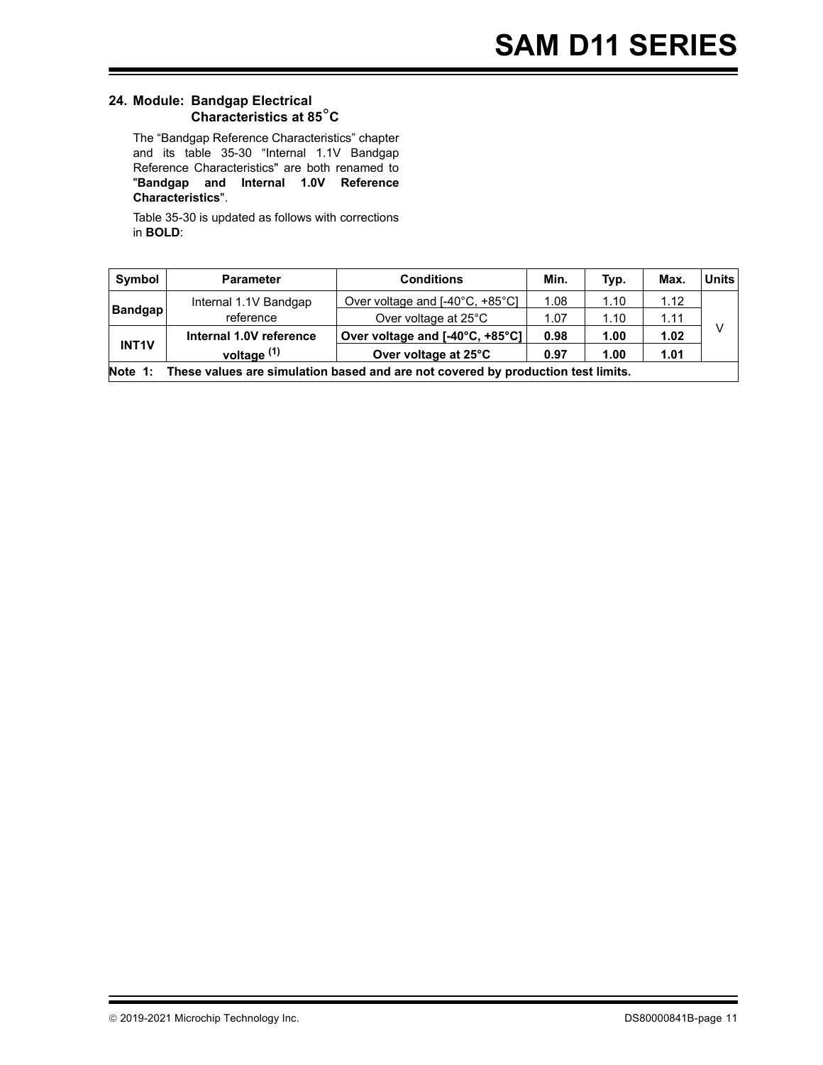## 24. Module: Bandgap Electrical Characteristics at 85°C

The “Bandgap Reference Characteristics” chapter and its table 35-30 “Internal 1.1V Bandgap Reference Characteristics" are both renamed to "**Bandgap and Internal 1.0V Reference Characteristics**".

Table 35-30 is updated as follows with corrections in **BOLD**:

| Symbol | Parameter | Conditions | Min. | Typ. | Max. | Units |
|---|---|---|---|---|---|---|
| Bandgap | Internal 1.1V Bandgap reference | Over voltage and [-40°C, +85°C] | 1.08 | 1.10 | 1.12 | V |
| | | Over voltage at 25°C | 1.07 | 1.10 | 1.11 | |
| **INT1V** | **Internal 1.0V reference voltage (1)** | **Over voltage and [-40°C, +85°C]** | **0.98** | **1.00** | **1.02** | |
| | | **Over voltage at 25°C** | **0.97** | **1.00** | **1.01** | |

**Note 1: These values are simulation based and are not covered by production test limits.**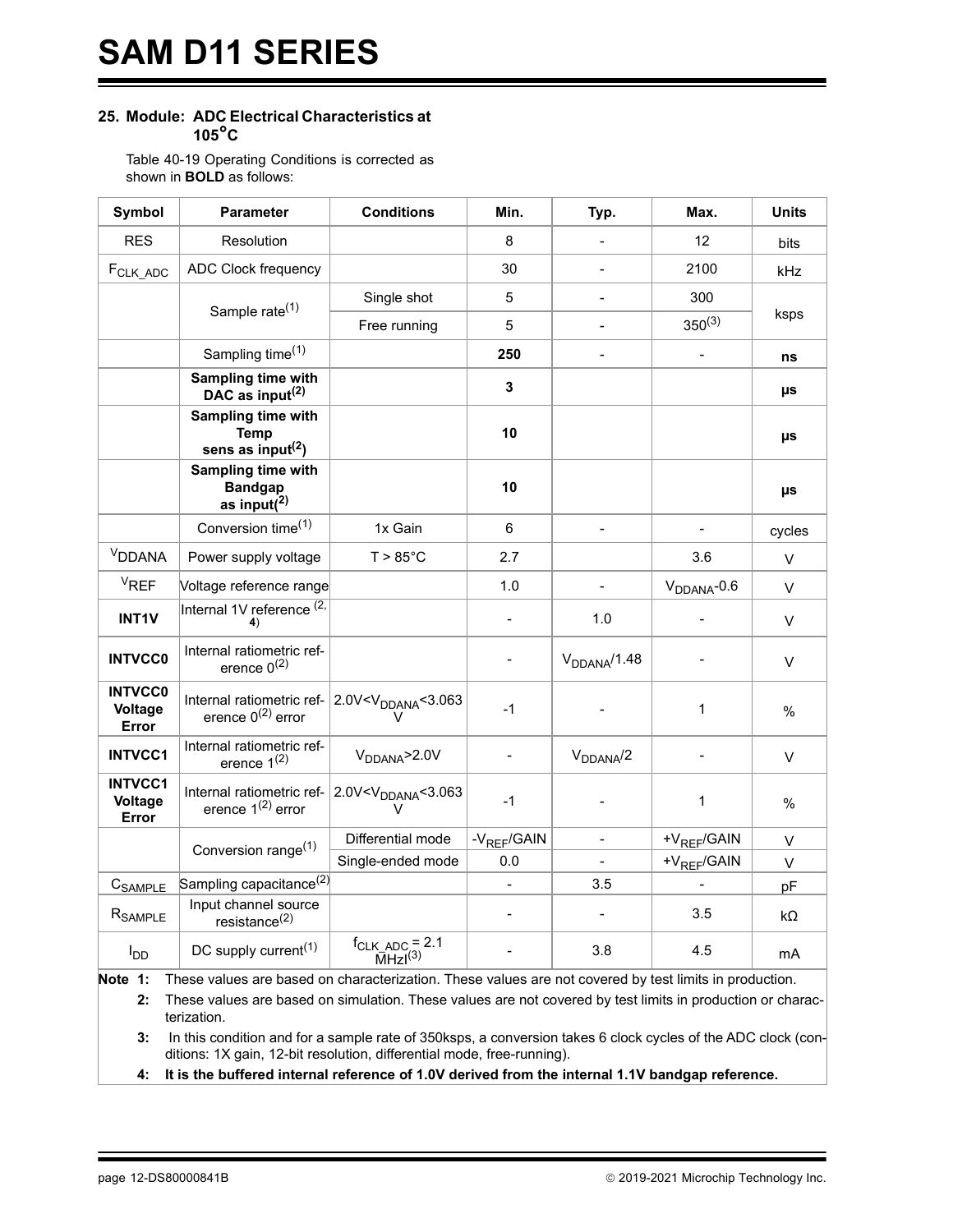## 25. Module: ADC Electrical Characteristics at 105°C

Table 40-19 Operating Conditions is corrected as shown in **BOLD** as follows:

| Symbol | Parameter | Conditions | Min. | Typ. | Max. | Units |
|---|---|---|---|---|---|---|
| RES | Resolution | | 8 | - | 12 | bits |
| $F_{CLK\_ADC}$ | ADC Clock frequency | | 30 | - | 2100 | kHz |
| | Sample rate(1) | Single shot | 5 | - | 300 | ksps |
| | | Free running | 5 | - | 350(3) | |
| | Sampling time(1) | | **250** | - | - | **ns** |
| | **Sampling time with DAC as input(2)** | | **3** | | | **µs** |
| | **Sampling time with Temp sens as input(2)** | | **10** | | | **µs** |
| | **Sampling time with Bandgap as input(2)** | | **10** | | | **µs** |
| | Conversion time(1) | 1x Gain | 6 | - | - | cycles |
| $V_{DDANA}$ | Power supply voltage | T > 85°C | 2.7 | | 3.6 | V |
| $V_{REF}$ | Voltage reference range | | 1.0 | - | $V_{DDANA}$-0.6 | V |
| **INT1V** | Internal 1V reference (2, **4**) | | - | 1.0 | - | V |
| **INTVCC0** | Internal ratiometric reference 0(2) | | - | $V_{DDANA}$/1.48 | - | V |
| **INTVCC0 Voltage Error** | Internal ratiometric reference 0(2) error | $2.0V<V_{DDANA}<3.063V$ | -1 | - | 1 | % |
| **INTVCC1** | Internal ratiometric reference 1(2) | $V_{DDANA}$>2.0V | - | $V_{DDANA}$/2 | - | V |
| **INTVCC1 Voltage Error** | Internal ratiometric reference 1(2) error | $2.0V<V_{DDANA}<3.063V$ | -1 | - | 1 | % |
| | Conversion range(1) | Differential mode | $-V_{REF}$/GAIN | - | $+V_{REF}$/GAIN | V |
| | | Single-ended mode | 0.0 | - | $+V_{REF}$/GAIN | V |
| $C_{SAMPLE}$ | Sampling capacitance(2) | | - | 3.5 | - | pF |
| $R_{SAMPLE}$ | Input channel source resistance(2) | | - | - | 3.5 | kΩ |
| $I_{DD}$ | DC supply current(1) | $f_{CLK\_ADC}$ = 2.1 MHz(3) | - | 3.8 | 4.5 | mA |

**Note 1:** These values are based on characterization. These values are not covered by test limits in production.

**2:** These values are based on simulation. These values are not covered by test limits in production or characterization.

**3:** In this condition and for a sample rate of 350ksps, a conversion takes 6 clock cycles of the ADC clock (conditions: 1X gain, 12-bit resolution, differential mode, free-running).

**4: It is the buffered internal reference of 1.0V derived from the internal 1.1V bandgap reference.**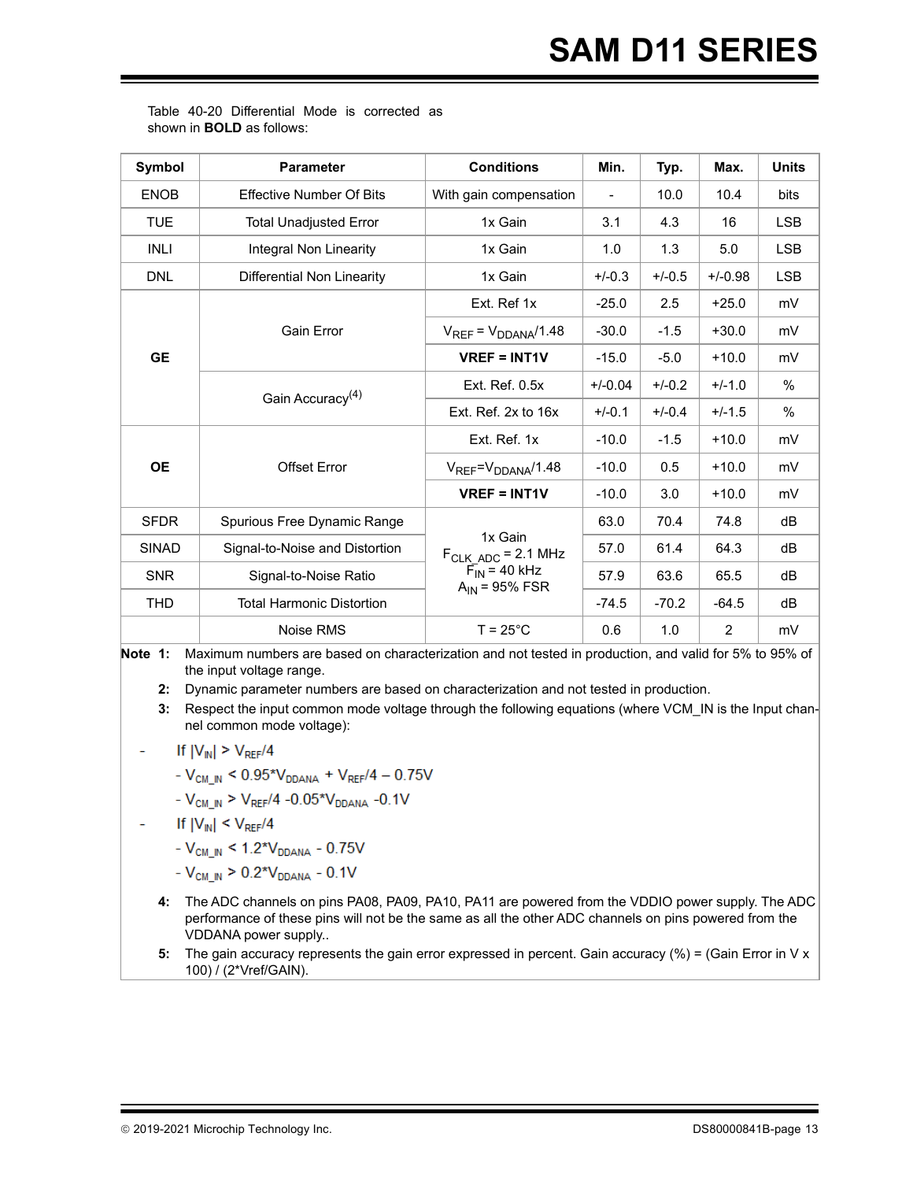Table 40-20 Differential Mode is corrected as shown in **BOLD** as follows:

| Symbol | Parameter | Conditions | Min. | Typ. | Max. | Units |
|---|---|---|---|---|---|---|
| ENOB | Effective Number Of Bits | With gain compensation | - | 10.0 | 10.4 | bits |
| TUE | Total Unadjusted Error | 1x Gain | 3.1 | 4.3 | 16 | LSB |
| INLI | Integral Non Linearity | 1x Gain | 1.0 | 1.3 | 5.0 | LSB |
| DNL | Differential Non Linearity | 1x Gain | +/-0.3 | +/-0.5 | +/-0.98 | LSB |
| **GE** | Gain Error | Ext. Ref 1x | -25.0 | 2.5 | +25.0 | mV |
| | | $V_{REF} = V_{DDANA}/1.48$ | -30.0 | -1.5 | +30.0 | mV |
| | | **VREF = INT1V** | -15.0 | -5.0 | +10.0 | mV |
| | Gain Accuracy(4) | Ext. Ref. 0.5x | +/-0.04 | +/-0.2 | +/-1.0 | % |
| | | Ext. Ref. 2x to 16x | +/-0.1 | +/-0.4 | +/-1.5 | % |
| **OE** | Offset Error | Ext. Ref. 1x | -10.0 | -1.5 | +10.0 | mV |
| | | $V_{REF}=V_{DDANA}/1.48$ | -10.0 | 0.5 | +10.0 | mV |
| | | **VREF = INT1V** | -10.0 | 3.0 | +10.0 | mV |
| SFDR | Spurious Free Dynamic Range | 1x Gain, $F_{CLK\_ADC}$ = 2.1 MHz, $F_{IN}$ = 40 kHz, $A_{IN}$ = 95% FSR | 63.0 | 70.4 | 74.8 | dB |
| SINAD | Signal-to-Noise and Distortion | | 57.0 | 61.4 | 64.3 | dB |
| SNR | Signal-to-Noise Ratio | | 57.9 | 63.6 | 65.5 | dB |
| THD | Total Harmonic Distortion | | -74.5 | -70.2 | -64.5 | dB |
| | Noise RMS | T = 25°C | 0.6 | 1.0 | 2 | mV |

**Note 1:** Maximum numbers are based on characterization and not tested in production, and valid for 5% to 95% of the input voltage range.

**2:** Dynamic parameter numbers are based on characterization and not tested in production.

**3:** Respect the input common mode voltage through the following equations (where VCM_IN is the Input channel common mode voltage):

- If $|V_{IN}| > V_{REF}/4$
  - $V_{CM\_IN} < 0.95 \cdot V_{DDANA} + V_{REF}/4 - 0.75V$
  - $V_{CM\_IN} > V_{REF}/4 - 0.05 \cdot V_{DDANA} - 0.1V$
- If $|V_{IN}| < V_{REF}/4$
  - $V_{CM\_IN} < 1.2 \cdot V_{DDANA} - 0.75V$
  - $V_{CM\_IN} > 0.2 \cdot V_{DDANA} - 0.1V$

**4:** The ADC channels on pins PA08, PA09, PA10, PA11 are powered from the VDDIO power supply. The ADC performance of these pins will not be the same as all the other ADC channels on pins powered from the VDDANA power supply..

**5:** The gain accuracy represents the gain error expressed in percent. Gain accuracy (%) = (Gain Error in V x 100) / (2*Vref/GAIN).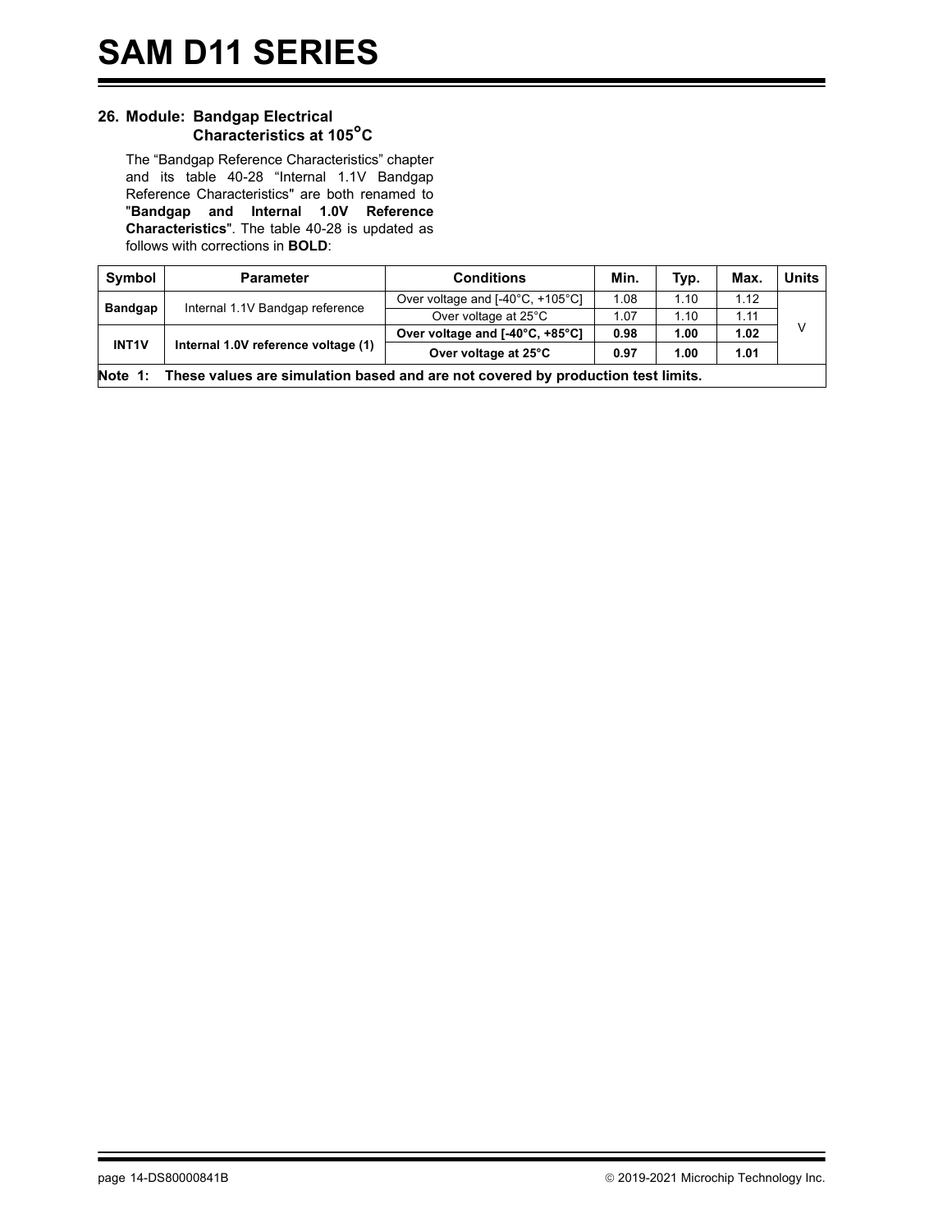## 26. Module: Bandgap Electrical Characteristics at 105°C

The "Bandgap Reference Characteristics" chapter and its table 40-28 "Internal 1.1V Bandgap Reference Characteristics" are both renamed to "**Bandgap and Internal 1.0V Reference Characteristics**". The table 40-28 is updated as follows with corrections in **BOLD**:

| Symbol | Parameter | Conditions | Min. | Typ. | Max. | Units |
|---|---|---|---|---|---|---|
| Bandgap | Internal 1.1V Bandgap reference | Over voltage and [-40°C, +105°C] | 1.08 | 1.10 | 1.12 | V |
| | | Over voltage at 25°C | 1.07 | 1.10 | 1.11 | |
| INT1V | **Internal 1.0V reference voltage (1)** | **Over voltage and [-40°C, +85°C]** | **0.98** | **1.00** | **1.02** | |
| | | **Over voltage at 25°C** | **0.97** | **1.00** | **1.01** | |

**Note 1: These values are simulation based and are not covered by production test limits.**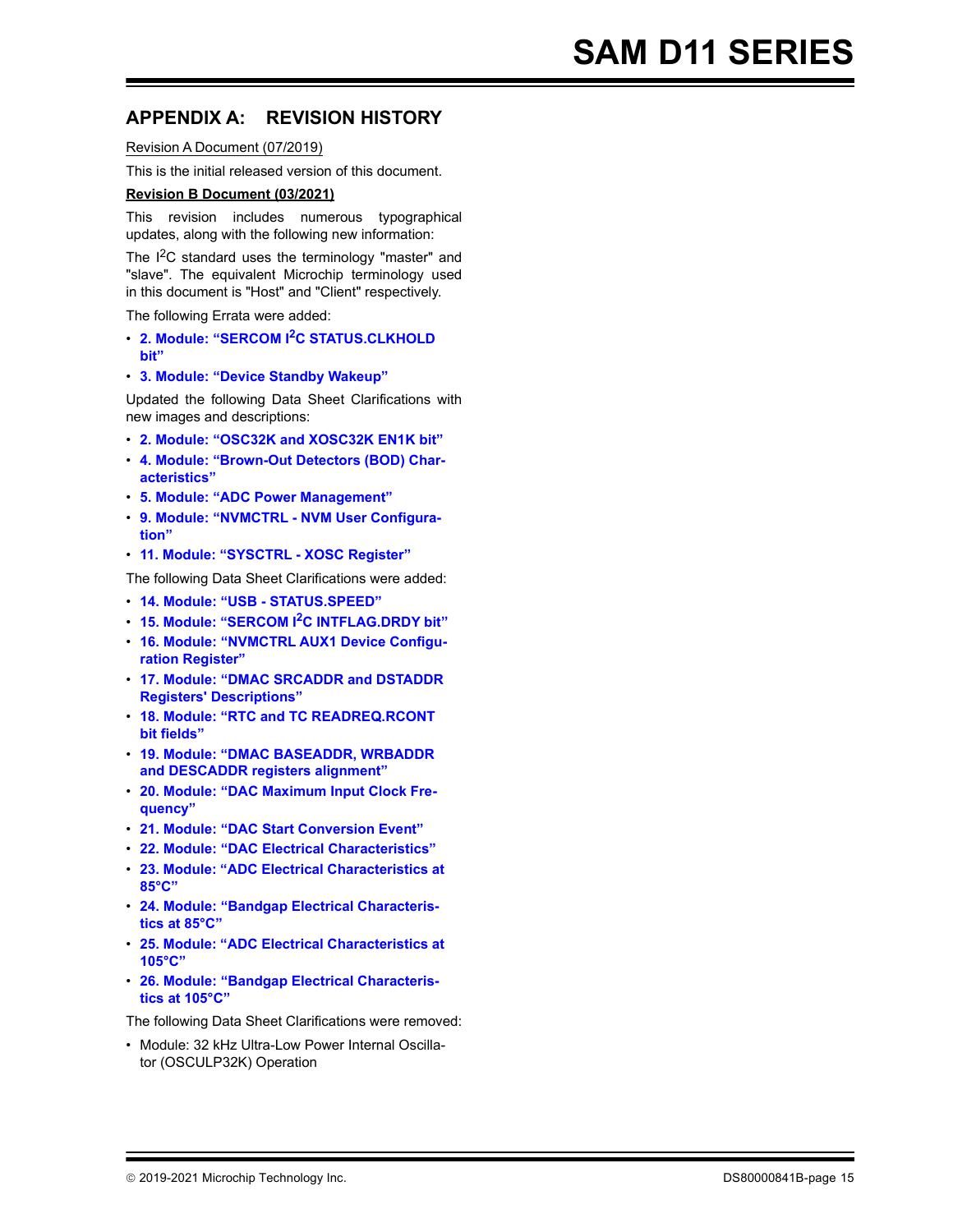## APPENDIX A: REVISION HISTORY

Revision A Document (07/2019)

This is the initial released version of this document.

**Revision B Document (03/2021)**

This revision includes numerous typographical updates, along with the following new information:

The I$^2$C standard uses the terminology "master" and "slave". The equivalent Microchip terminology used in this document is "Host" and "Client" respectively.

The following Errata were added:

- **2. Module: "SERCOM I$^2$C STATUS.CLKHOLD bit"**
- **3. Module: "Device Standby Wakeup"**

Updated the following Data Sheet Clarifications with new images and descriptions:

- **2. Module: "OSC32K and XOSC32K EN1K bit"**
- **4. Module: "Brown-Out Detectors (BOD) Characteristics"**
- **5. Module: "ADC Power Management"**
- **9. Module: "NVMCTRL - NVM User Configuration"**
- **11. Module: "SYSCTRL - XOSC Register"**

The following Data Sheet Clarifications were added:

- **14. Module: "USB - STATUS.SPEED"**
- **15. Module: "SERCOM I$^2$C INTFLAG.DRDY bit"**
- **16. Module: "NVMCTRL AUX1 Device Configuration Register"**
- **17. Module: "DMAC SRCADDR and DSTADDR Registers' Descriptions"**
- **18. Module: "RTC and TC READREQ.RCONT bit fields"**
- **19. Module: "DMAC BASEADDR, WRBADDR and DESCADDR registers alignment"**
- **20. Module: "DAC Maximum Input Clock Frequency"**
- **21. Module: "DAC Start Conversion Event"**
- **22. Module: "DAC Electrical Characteristics"**
- **23. Module: "ADC Electrical Characteristics at 85°C"**
- **24. Module: "Bandgap Electrical Characteristics at 85°C"**
- **25. Module: "ADC Electrical Characteristics at 105°C"**
- **26. Module: "Bandgap Electrical Characteristics at 105°C"**

The following Data Sheet Clarifications were removed:

- Module: 32 kHz Ultra-Low Power Internal Oscillator (OSCULP32K) Operation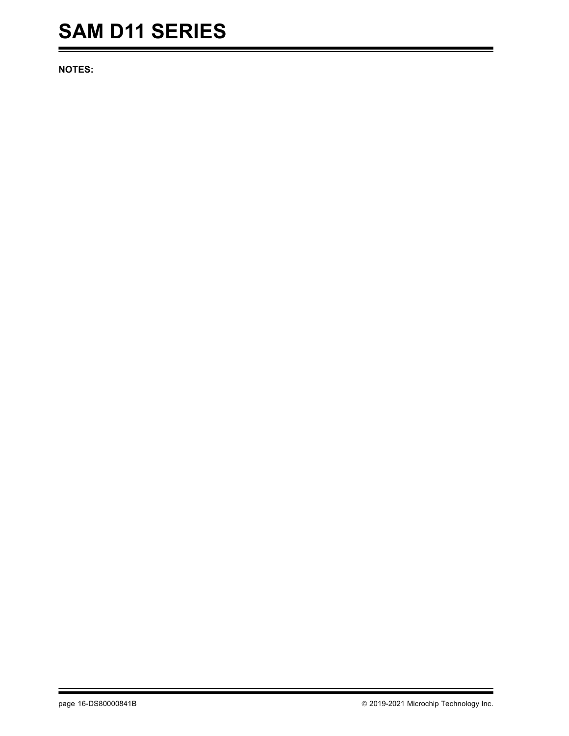**NOTES:**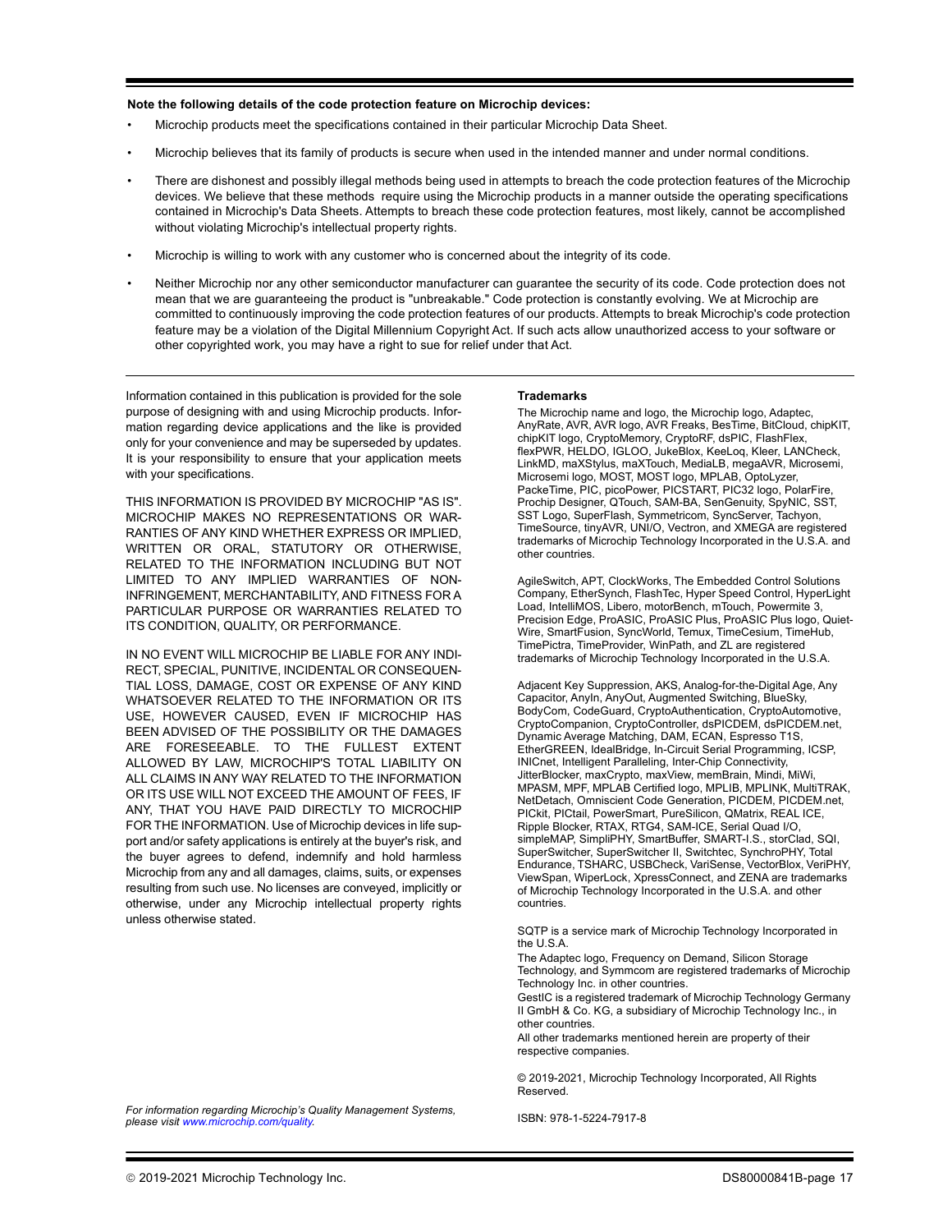**Note the following details of the code protection feature on Microchip devices:**

- Microchip products meet the specifications contained in their particular Microchip Data Sheet.
- Microchip believes that its family of products is secure when used in the intended manner and under normal conditions.
- There are dishonest and possibly illegal methods being used in attempts to breach the code protection features of the Microchip devices. We believe that these methods require using the Microchip products in a manner outside the operating specifications contained in Microchip's Data Sheets. Attempts to breach these code protection features, most likely, cannot be accomplished without violating Microchip's intellectual property rights.
- Microchip is willing to work with any customer who is concerned about the integrity of its code.
- Neither Microchip nor any other semiconductor manufacturer can guarantee the security of its code. Code protection does not mean that we are guaranteeing the product is "unbreakable." Code protection is constantly evolving. We at Microchip are committed to continuously improving the code protection features of our products. Attempts to break Microchip's code protection feature may be a violation of the Digital Millennium Copyright Act. If such acts allow unauthorized access to your software or other copyrighted work, you may have a right to sue for relief under that Act.

---

Information contained in this publication is provided for the sole purpose of designing with and using Microchip products. Information regarding device applications and the like is provided only for your convenience and may be superseded by updates. It is your responsibility to ensure that your application meets with your specifications.

THIS INFORMATION IS PROVIDED BY MICROCHIP "AS IS". MICROCHIP MAKES NO REPRESENTATIONS OR WARRANTIES OF ANY KIND WHETHER EXPRESS OR IMPLIED, WRITTEN OR ORAL, STATUTORY OR OTHERWISE, RELATED TO THE INFORMATION INCLUDING BUT NOT LIMITED TO ANY IMPLIED WARRANTIES OF NON-INFRINGEMENT, MERCHANTABILITY, AND FITNESS FOR A PARTICULAR PURPOSE OR WARRANTIES RELATED TO ITS CONDITION, QUALITY, OR PERFORMANCE.

IN NO EVENT WILL MICROCHIP BE LIABLE FOR ANY INDIRECT, SPECIAL, PUNITIVE, INCIDENTAL OR CONSEQUENTIAL LOSS, DAMAGE, COST OR EXPENSE OF ANY KIND WHATSOEVER RELATED TO THE INFORMATION OR ITS USE, HOWEVER CAUSED, EVEN IF MICROCHIP HAS BEEN ADVISED OF THE POSSIBILITY OR THE DAMAGES ARE FORESEEABLE. TO THE FULLEST EXTENT ALLOWED BY LAW, MICROCHIP'S TOTAL LIABILITY ON ALL CLAIMS IN ANY WAY RELATED TO THE INFORMATION OR ITS USE WILL NOT EXCEED THE AMOUNT OF FEES, IF ANY, THAT YOU HAVE PAID DIRECTLY TO MICROCHIP FOR THE INFORMATION. Use of Microchip devices in life support and/or safety applications is entirely at the buyer's risk, and the buyer agrees to defend, indemnify and hold harmless Microchip from any and all damages, claims, suits, or expenses resulting from such use. No licenses are conveyed, implicitly or otherwise, under any Microchip intellectual property rights unless otherwise stated.

*For information regarding Microchip's Quality Management Systems, please visit www.microchip.com/quality.*

**Trademarks**

The Microchip name and logo, the Microchip logo, Adaptec, AnyRate, AVR, AVR logo, AVR Freaks, BesTime, BitCloud, chipKIT, chipKIT logo, CryptoMemory, CryptoRF, dsPIC, FlashFlex, flexPWR, HELDO, IGLOO, JukeBlox, KeeLoq, Kleer, LANCheck, LinkMD, maXStylus, maXTouch, MediaLB, megaAVR, Microsemi, Microsemi logo, MOST, MOST logo, MPLAB, OptoLyzer, PackeTime, PIC, picoPower, PICSTART, PIC32 logo, PolarFire, Prochip Designer, QTouch, SAM-BA, SenGenuity, SpyNIC, SST, SST Logo, SuperFlash, Symmetricom, SyncServer, Tachyon, TimeSource, tinyAVR, UNI/O, Vectron, and XMEGA are registered trademarks of Microchip Technology Incorporated in the U.S.A. and other countries.

AgileSwitch, APT, ClockWorks, The Embedded Control Solutions Company, EtherSynch, FlashTec, Hyper Speed Control, HyperLight Load, IntelliMOS, Libero, motorBench, mTouch, Powermite 3, Precision Edge, ProASIC, ProASIC Plus, ProASIC Plus logo, Quiet-Wire, SmartFusion, SyncWorld, Temux, TimeCesium, TimeHub, TimePictra, TimeProvider, WinPath, and ZL are registered trademarks of Microchip Technology Incorporated in the U.S.A.

Adjacent Key Suppression, AKS, Analog-for-the-Digital Age, Any Capacitor, AnyIn, AnyOut, Augmented Switching, BlueSky, BodyCom, CodeGuard, CryptoAuthentication, CryptoAutomotive, CryptoCompanion, CryptoController, dsPICDEM, dsPICDEM.net, Dynamic Average Matching, DAM, ECAN, Espresso T1S, EtherGREEN, IdealBridge, In-Circuit Serial Programming, ICSP, INICnet, Intelligent Paralleling, Inter-Chip Connectivity, JitterBlocker, maxCrypto, maxView, memBrain, Mindi, MiWi, MPASM, MPF, MPLAB Certified logo, MPLIB, MPLINK, MultiTRAK, NetDetach, Omniscient Code Generation, PICDEM, PICDEM.net, PICkit, PICtail, PowerSmart, PureSilicon, QMatrix, REAL ICE, Ripple Blocker, RTAX, RTG4, SAM-ICE, Serial Quad I/O, simpleMAP, SimpliPHY, SmartBuffer, SMART-I.S., storClad, SQI, SuperSwitcher, SuperSwitcher II, Switchtec, SynchroPHY, Total Endurance, TSHARC, USBCheck, VariSense, VectorBlox, VeriPHY, ViewSpan, WiperLock, XpressConnect, and ZENA are trademarks of Microchip Technology Incorporated in the U.S.A. and other countries.

SQTP is a service mark of Microchip Technology Incorporated in the U.S.A.

The Adaptec logo, Frequency on Demand, Silicon Storage Technology, and Symmcom are registered trademarks of Microchip Technology Inc. in other countries.

GestIC is a registered trademark of Microchip Technology Germany II GmbH & Co. KG, a subsidiary of Microchip Technology Inc., in other countries.

All other trademarks mentioned herein are property of their respective companies.

© 2019-2021, Microchip Technology Incorporated, All Rights Reserved.

ISBN: 978-1-5224-7917-8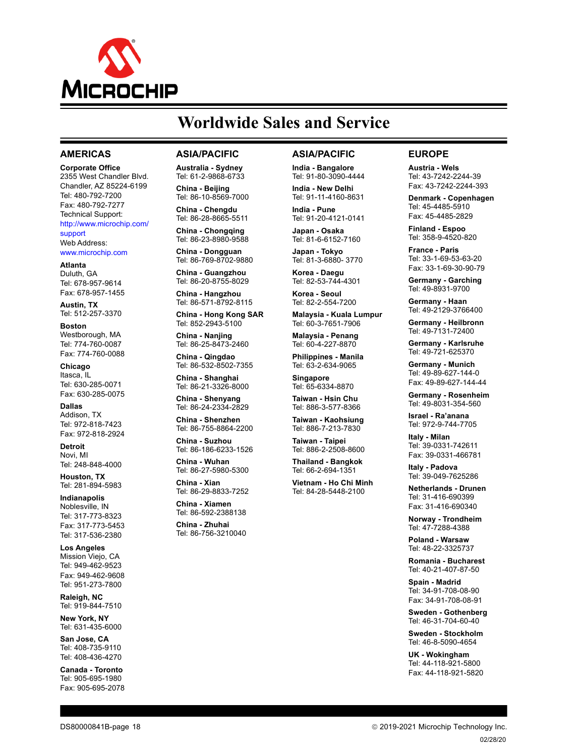# Worldwide Sales and Service

## AMERICAS

**Corporate Office**
2355 West Chandler Blvd.
Chandler, AZ 85224-6199
Tel: 480-792-7200
Fax: 480-792-7277
Technical Support:
http://www.microchip.com/support
Web Address:
www.microchip.com

**Atlanta**
Duluth, GA
Tel: 678-957-9614
Fax: 678-957-1455

**Austin, TX**
Tel: 512-257-3370

**Boston**
Westborough, MA
Tel: 774-760-0087
Fax: 774-760-0088

**Chicago**
Itasca, IL
Tel: 630-285-0071
Fax: 630-285-0075

**Dallas**
Addison, TX
Tel: 972-818-7423
Fax: 972-818-2924

**Detroit**
Novi, MI
Tel: 248-848-4000

**Houston, TX**
Tel: 281-894-5983

**Indianapolis**
Noblesville, IN
Tel: 317-773-8323
Fax: 317-773-5453
Tel: 317-536-2380

**Los Angeles**
Mission Viejo, CA
Tel: 949-462-9523
Fax: 949-462-9608
Tel: 951-273-7800

**Raleigh, NC**
Tel: 919-844-7510

**New York, NY**
Tel: 631-435-6000

**San Jose, CA**
Tel: 408-735-9110
Tel: 408-436-4270

**Canada - Toronto**
Tel: 905-695-1980
Fax: 905-695-2078

## ASIA/PACIFIC

**Australia - Sydney**
Tel: 61-2-9868-6733

**China - Beijing**
Tel: 86-10-8569-7000

**China - Chengdu**
Tel: 86-28-8665-5511

**China - Chongqing**
Tel: 86-23-8980-9588

**China - Dongguan**
Tel: 86-769-8702-9880

**China - Guangzhou**
Tel: 86-20-8755-8029

**China - Hangzhou**
Tel: 86-571-8792-8115

**China - Hong Kong SAR**
Tel: 852-2943-5100

**China - Nanjing**
Tel: 86-25-8473-2460

**China - Qingdao**
Tel: 86-532-8502-7355

**China - Shanghai**
Tel: 86-21-3326-8000

**China - Shenyang**
Tel: 86-24-2334-2829

**China - Shenzhen**
Tel: 86-755-8864-2200

**China - Suzhou**
Tel: 86-186-6233-1526

**China - Wuhan**
Tel: 86-27-5980-5300

**China - Xian**
Tel: 86-29-8833-7252

**China - Xiamen**
Tel: 86-592-2388138

**China - Zhuhai**
Tel: 86-756-3210040

## ASIA/PACIFIC

**India - Bangalore**
Tel: 91-80-3090-4444

**India - New Delhi**
Tel: 91-11-4160-8631

**India - Pune**
Tel: 91-20-4121-0141

**Japan - Osaka**
Tel: 81-6-6152-7160

**Japan - Tokyo**
Tel: 81-3-6880- 3770

**Korea - Daegu**
Tel: 82-53-744-4301

**Korea - Seoul**
Tel: 82-2-554-7200

**Malaysia - Kuala Lumpur**
Tel: 60-3-7651-7906

**Malaysia - Penang**
Tel: 60-4-227-8870

**Philippines - Manila**
Tel: 63-2-634-9065

**Singapore**
Tel: 65-6334-8870

**Taiwan - Hsin Chu**
Tel: 886-3-577-8366

**Taiwan - Kaohsiung**
Tel: 886-7-213-7830

**Taiwan - Taipei**
Tel: 886-2-2508-8600

**Thailand - Bangkok**
Tel: 66-2-694-1351

**Vietnam - Ho Chi Minh**
Tel: 84-28-5448-2100

## EUROPE

**Austria - Wels**
Tel: 43-7242-2244-39
Fax: 43-7242-2244-393

**Denmark - Copenhagen**
Tel: 45-4485-5910
Fax: 45-4485-2829

**Finland - Espoo**
Tel: 358-9-4520-820

**France - Paris**
Tel: 33-1-69-53-63-20
Fax: 33-1-69-30-90-79

**Germany - Garching**
Tel: 49-8931-9700

**Germany - Haan**
Tel: 49-2129-3766400

**Germany - Heilbronn**
Tel: 49-7131-72400

**Germany - Karlsruhe**
Tel: 49-721-625370

**Germany - Munich**
Tel: 49-89-627-144-0
Fax: 49-89-627-144-44

**Germany - Rosenheim**
Tel: 49-8031-354-560

**Israel - Ra'anana**
Tel: 972-9-744-7705

**Italy - Milan**
Tel: 39-0331-742611
Fax: 39-0331-466781

**Italy - Padova**
Tel: 39-049-7625286

**Netherlands - Drunen**
Tel: 31-416-690399
Fax: 31-416-690340

**Norway - Trondheim**
Tel: 47-7288-4388

**Poland - Warsaw**
Tel: 48-22-3325737

**Romania - Bucharest**
Tel: 40-21-407-87-50

**Spain - Madrid**
Tel: 34-91-708-08-90
Fax: 34-91-708-08-91

**Sweden - Gothenberg**
Tel: 46-31-704-60-40

**Sweden - Stockholm**
Tel: 46-8-5090-4654

**UK - Wokingham**
Tel: 44-118-921-5800
Fax: 44-118-921-5820

© 2019-2021 Microchip Technology Inc.

02/28/20